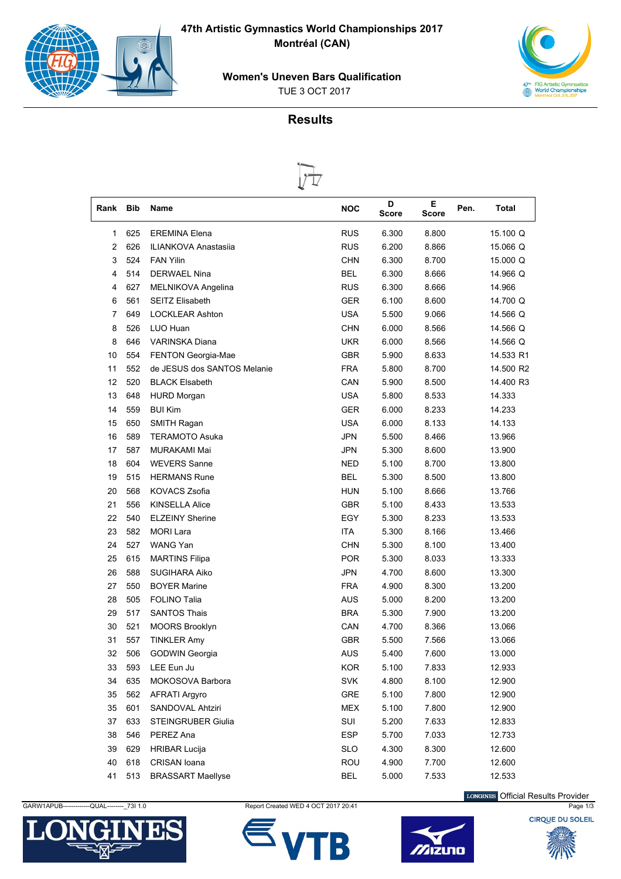# 47th Artistic Gymnastics World Championships 2017
## Montréal (CAN)

### Women's Uneven Bars Qualification
TUE 3 OCT 2017

## Results

| Rank | Bib | Name | NOC | D Score | E Score | Pen. | Total |
|---|---|---|---|---|---|---|---|
| 1 | 625 | EREMINA Elena | RUS | 6.300 | 8.800 | | 15.100 Q |
| 2 | 626 | ILIANKOVA Anastasiia | RUS | 6.200 | 8.866 | | 15.066 Q |
| 3 | 524 | FAN Yilin | CHN | 6.300 | 8.700 | | 15.000 Q |
| 4 | 514 | DERWAEL Nina | BEL | 6.300 | 8.666 | | 14.966 Q |
| 4 | 627 | MELNIKOVA Angelina | RUS | 6.300 | 8.666 | | 14.966 |
| 6 | 561 | SEITZ Elisabeth | GER | 6.100 | 8.600 | | 14.700 Q |
| 7 | 649 | LOCKLEAR Ashton | USA | 5.500 | 9.066 | | 14.566 Q |
| 8 | 526 | LUO Huan | CHN | 6.000 | 8.566 | | 14.566 Q |
| 8 | 646 | VARINSKA Diana | UKR | 6.000 | 8.566 | | 14.566 Q |
| 10 | 554 | FENTON Georgia-Mae | GBR | 5.900 | 8.633 | | 14.533 R1 |
| 11 | 552 | de JESUS dos SANTOS Melanie | FRA | 5.800 | 8.700 | | 14.500 R2 |
| 12 | 520 | BLACK Elsabeth | CAN | 5.900 | 8.500 | | 14.400 R3 |
| 13 | 648 | HURD Morgan | USA | 5.800 | 8.533 | | 14.333 |
| 14 | 559 | BUI Kim | GER | 6.000 | 8.233 | | 14.233 |
| 15 | 650 | SMITH Ragan | USA | 6.000 | 8.133 | | 14.133 |
| 16 | 589 | TERAMOTO Asuka | JPN | 5.500 | 8.466 | | 13.966 |
| 17 | 587 | MURAKAMI Mai | JPN | 5.300 | 8.600 | | 13.900 |
| 18 | 604 | WEVERS Sanne | NED | 5.100 | 8.700 | | 13.800 |
| 19 | 515 | HERMANS Rune | BEL | 5.300 | 8.500 | | 13.800 |
| 20 | 568 | KOVACS Zsofia | HUN | 5.100 | 8.666 | | 13.766 |
| 21 | 556 | KINSELLA Alice | GBR | 5.100 | 8.433 | | 13.533 |
| 22 | 540 | ELZEINY Sherine | EGY | 5.300 | 8.233 | | 13.533 |
| 23 | 582 | MORI Lara | ITA | 5.300 | 8.166 | | 13.466 |
| 24 | 527 | WANG Yan | CHN | 5.300 | 8.100 | | 13.400 |
| 25 | 615 | MARTINS Filipa | POR | 5.300 | 8.033 | | 13.333 |
| 26 | 588 | SUGIHARA Aiko | JPN | 4.700 | 8.600 | | 13.300 |
| 27 | 550 | BOYER Marine | FRA | 4.900 | 8.300 | | 13.200 |
| 28 | 505 | FOLINO Talia | AUS | 5.000 | 8.200 | | 13.200 |
| 29 | 517 | SANTOS Thais | BRA | 5.300 | 7.900 | | 13.200 |
| 30 | 521 | MOORS Brooklyn | CAN | 4.700 | 8.366 | | 13.066 |
| 31 | 557 | TINKLER Amy | GBR | 5.500 | 7.566 | | 13.066 |
| 32 | 506 | GODWIN Georgia | AUS | 5.400 | 7.600 | | 13.000 |
| 33 | 593 | LEE Eun Ju | KOR | 5.100 | 7.833 | | 12.933 |
| 34 | 635 | MOKOSOVA Barbora | SVK | 4.800 | 8.100 | | 12.900 |
| 35 | 562 | AFRATI Argyro | GRE | 5.100 | 7.800 | | 12.900 |
| 35 | 601 | SANDOVAL Ahtziri | MEX | 5.100 | 7.800 | | 12.900 |
| 37 | 633 | STEINGRUBER Giulia | SUI | 5.200 | 7.633 | | 12.833 |
| 38 | 546 | PEREZ Ana | ESP | 5.700 | 7.033 | | 12.733 |
| 39 | 629 | HRIBAR Lucija | SLO | 4.300 | 8.300 | | 12.600 |
| 40 | 618 | CRISAN Ioana | ROU | 4.900 | 7.700 | | 12.600 |
| 41 | 513 | BRASSART Maellyse | BEL | 5.000 | 7.533 | | 12.533 |

GARW1APUB-------------QUAL--------_73I 1.0 Report Created WED 4 OCT 2017 20:41

LONGINES Official Results Provider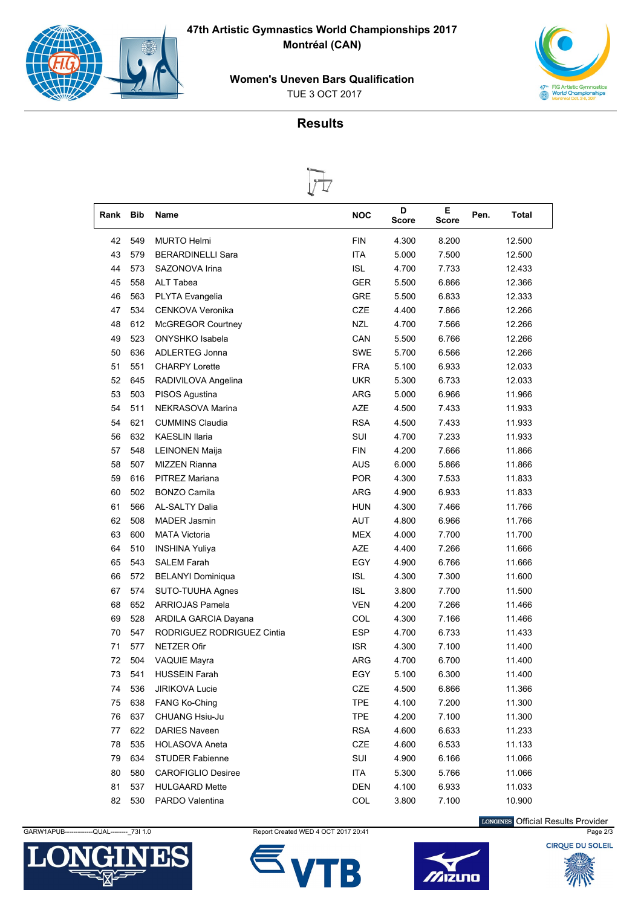# 47th Artistic Gymnastics World Championships 2017
## Montréal (CAN)

### Women's Uneven Bars Qualification

TUE 3 OCT 2017

## Results

| Rank | Bib | Name | NOC | D Score | E Score | Pen. | Total |
|---|---|---|---|---|---|---|---|
| 42 | 549 | MURTO Helmi | FIN | 4.300 | 8.200 | | 12.500 |
| 43 | 579 | BERARDINELLI Sara | ITA | 5.000 | 7.500 | | 12.500 |
| 44 | 573 | SAZONOVA Irina | ISL | 4.700 | 7.733 | | 12.433 |
| 45 | 558 | ALT Tabea | GER | 5.500 | 6.866 | | 12.366 |
| 46 | 563 | PLYTA Evangelia | GRE | 5.500 | 6.833 | | 12.333 |
| 47 | 534 | CENKOVA Veronika | CZE | 4.400 | 7.866 | | 12.266 |
| 48 | 612 | McGREGOR Courtney | NZL | 4.700 | 7.566 | | 12.266 |
| 49 | 523 | ONYSHKO Isabela | CAN | 5.500 | 6.766 | | 12.266 |
| 50 | 636 | ADLERTEG Jonna | SWE | 5.700 | 6.566 | | 12.266 |
| 51 | 551 | CHARPY Lorette | FRA | 5.100 | 6.933 | | 12.033 |
| 52 | 645 | RADIVILOVA Angelina | UKR | 5.300 | 6.733 | | 12.033 |
| 53 | 503 | PISOS Agustina | ARG | 5.000 | 6.966 | | 11.966 |
| 54 | 511 | NEKRASOVA Marina | AZE | 4.500 | 7.433 | | 11.933 |
| 54 | 621 | CUMMINS Claudia | RSA | 4.500 | 7.433 | | 11.933 |
| 56 | 632 | KAESLIN Ilaria | SUI | 4.700 | 7.233 | | 11.933 |
| 57 | 548 | LEINONEN Maija | FIN | 4.200 | 7.666 | | 11.866 |
| 58 | 507 | MIZZEN Rianna | AUS | 6.000 | 5.866 | | 11.866 |
| 59 | 616 | PITREZ Mariana | POR | 4.300 | 7.533 | | 11.833 |
| 60 | 502 | BONZO Camila | ARG | 4.900 | 6.933 | | 11.833 |
| 61 | 566 | AL-SALTY Dalia | HUN | 4.300 | 7.466 | | 11.766 |
| 62 | 508 | MADER Jasmin | AUT | 4.800 | 6.966 | | 11.766 |
| 63 | 600 | MATA Victoria | MEX | 4.000 | 7.700 | | 11.700 |
| 64 | 510 | INSHINA Yuliya | AZE | 4.400 | 7.266 | | 11.666 |
| 65 | 543 | SALEM Farah | EGY | 4.900 | 6.766 | | 11.666 |
| 66 | 572 | BELANYI Dominiqua | ISL | 4.300 | 7.300 | | 11.600 |
| 67 | 574 | SUTO-TUUHA Agnes | ISL | 3.800 | 7.700 | | 11.500 |
| 68 | 652 | ARRIOJAS Pamela | VEN | 4.200 | 7.266 | | 11.466 |
| 69 | 528 | ARDILA GARCIA Dayana | COL | 4.300 | 7.166 | | 11.466 |
| 70 | 547 | RODRIGUEZ RODRIGUEZ Cintia | ESP | 4.700 | 6.733 | | 11.433 |
| 71 | 577 | NETZER Ofir | ISR | 4.300 | 7.100 | | 11.400 |
| 72 | 504 | VAQUIE Mayra | ARG | 4.700 | 6.700 | | 11.400 |
| 73 | 541 | HUSSEIN Farah | EGY | 5.100 | 6.300 | | 11.400 |
| 74 | 536 | JIRIKOVA Lucie | CZE | 4.500 | 6.866 | | 11.366 |
| 75 | 638 | FANG Ko-Ching | TPE | 4.100 | 7.200 | | 11.300 |
| 76 | 637 | CHUANG Hsiu-Ju | TPE | 4.200 | 7.100 | | 11.300 |
| 77 | 622 | DARIES Naveen | RSA | 4.600 | 6.633 | | 11.233 |
| 78 | 535 | HOLASOVA Aneta | CZE | 4.600 | 6.533 | | 11.133 |
| 79 | 634 | STUDER Fabienne | SUI | 4.900 | 6.166 | | 11.066 |
| 80 | 580 | CAROFIGLIO Desiree | ITA | 5.300 | 5.766 | | 11.066 |
| 81 | 537 | HULGAARD Mette | DEN | 4.100 | 6.933 | | 11.033 |
| 82 | 530 | PARDO Valentina | COL | 3.800 | 7.100 | | 10.900 |

GARW1APUB-------------QUAL--------_73I 1.0 Report Created WED 4 OCT 2017 20:41

LONGINES Official Results Provider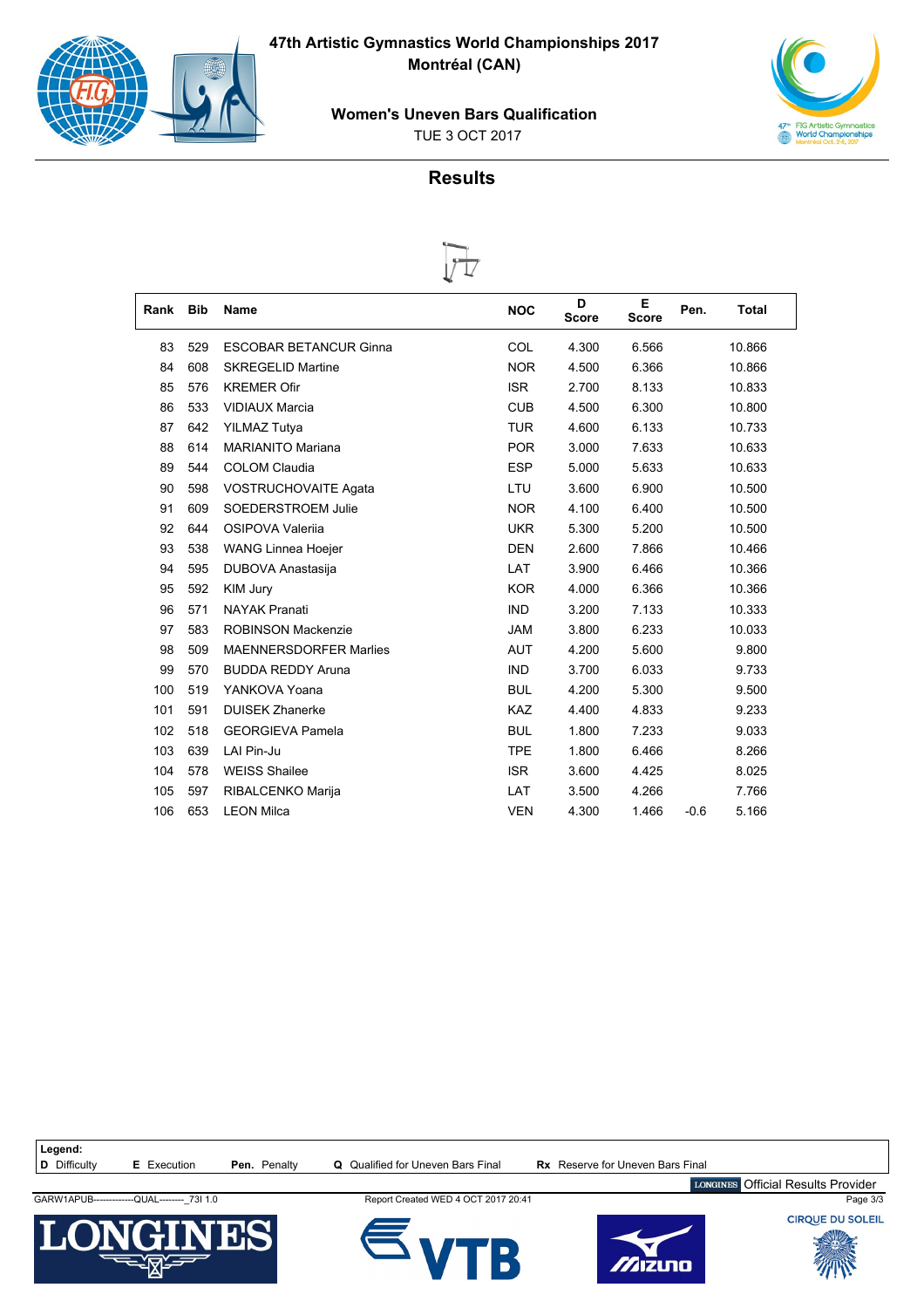# 47th Artistic Gymnastics World Championships 2017

**Montréal (CAN)**

## Women's Uneven Bars Qualification

TUE 3 OCT 2017

## Results

| Rank | Bib | Name | NOC | D Score | E Score | Pen. | Total |
|---|---|---|---|---|---|---|---|
| 83 | 529 | ESCOBAR BETANCUR Ginna | COL | 4.300 | 6.566 | | 10.866 |
| 84 | 608 | SKREGELID Martine | NOR | 4.500 | 6.366 | | 10.866 |
| 85 | 576 | KREMER Ofir | ISR | 2.700 | 8.133 | | 10.833 |
| 86 | 533 | VIDIAUX Marcia | CUB | 4.500 | 6.300 | | 10.800 |
| 87 | 642 | YILMAZ Tutya | TUR | 4.600 | 6.133 | | 10.733 |
| 88 | 614 | MARIANITO Mariana | POR | 3.000 | 7.633 | | 10.633 |
| 89 | 544 | COLOM Claudia | ESP | 5.000 | 5.633 | | 10.633 |
| 90 | 598 | VOSTRUCHOVAITE Agata | LTU | 3.600 | 6.900 | | 10.500 |
| 91 | 609 | SOEDERSTROEM Julie | NOR | 4.100 | 6.400 | | 10.500 |
| 92 | 644 | OSIPOVA Valeriia | UKR | 5.300 | 5.200 | | 10.500 |
| 93 | 538 | WANG Linnea Hoejer | DEN | 2.600 | 7.866 | | 10.466 |
| 94 | 595 | DUBOVA Anastasija | LAT | 3.900 | 6.466 | | 10.366 |
| 95 | 592 | KIM Jury | KOR | 4.000 | 6.366 | | 10.366 |
| 96 | 571 | NAYAK Pranati | IND | 3.200 | 7.133 | | 10.333 |
| 97 | 583 | ROBINSON Mackenzie | JAM | 3.800 | 6.233 | | 10.033 |
| 98 | 509 | MAENNERSDORFER Marlies | AUT | 4.200 | 5.600 | | 9.800 |
| 99 | 570 | BUDDA REDDY Aruna | IND | 3.700 | 6.033 | | 9.733 |
| 100 | 519 | YANKOVA Yoana | BUL | 4.200 | 5.300 | | 9.500 |
| 101 | 591 | DUISEK Zhanerke | KAZ | 4.400 | 4.833 | | 9.233 |
| 102 | 518 | GEORGIEVA Pamela | BUL | 1.800 | 7.233 | | 9.033 |
| 103 | 639 | LAI Pin-Ju | TPE | 1.800 | 6.466 | | 8.266 |
| 104 | 578 | WEISS Shailee | ISR | 3.600 | 4.425 | | 8.025 |
| 105 | 597 | RIBALCENKO Marija | LAT | 3.500 | 4.266 | | 7.766 |
| 106 | 653 | LEON Milca | VEN | 4.300 | 1.466 | -0.6 | 5.166 |

**Legend:**
**D** Difficulty  **E** Execution  **Pen.** Penalty  **Q** Qualified for Uneven Bars Final  **Rx** Reserve for Uneven Bars Final

LONGINES Official Results Provider

GARW1APUB------------QUAL--------_73I 1.0  Report Created WED 4 OCT 2017 20:41